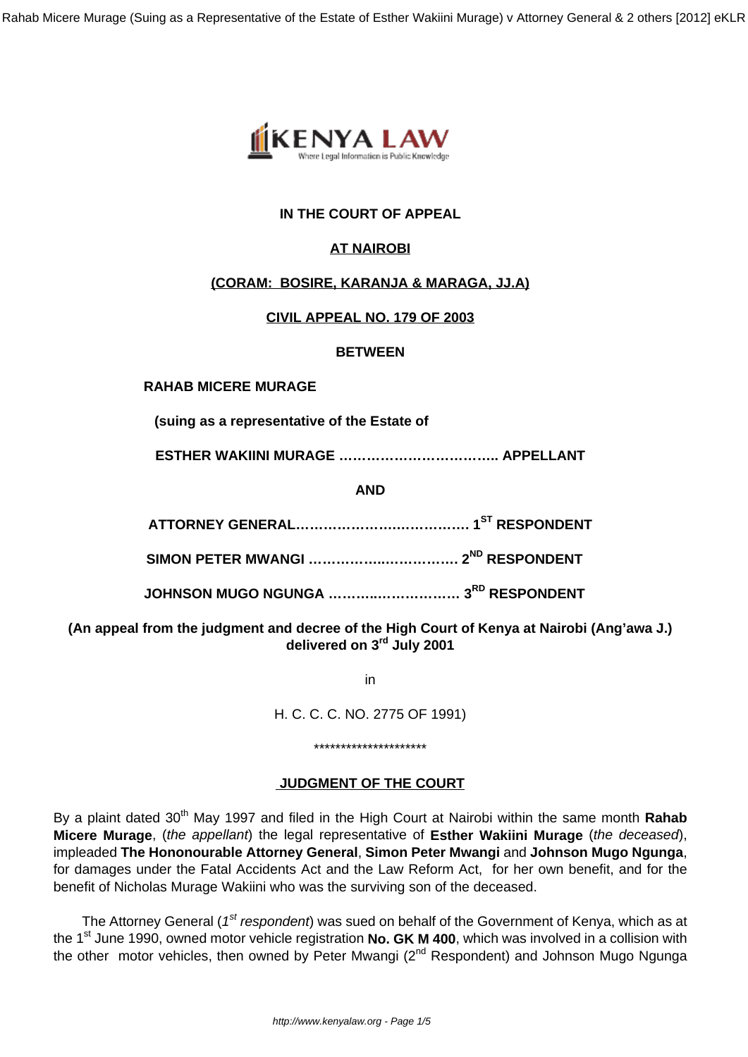**IN THE COURT OF APPEAL**

**AT NAIROBI**

**(CORAM: BOSIRE, KARANJA & MARAGA, JJ.A)**

**CIVIL APPEAL NO. 179 OF 2003**

**BETWEEN**

**RAHAB MICERE MURAGE**

**(suing as a representative of the Estate of**

**ESTHER WAKIINI MURAGE …………………………….. APPELLANT**

**AND**

**ATTORNEY GENERAL………………….…………… 1ST RESPONDENT**

**SIMON PETER MWANGI …………….….…………. 2ND RESPONDENT**

**JOHNSON MUGO NGUNGA ………..………………. 3RD RESPONDENT**

**(An appeal from the judgment and decree of the High Court of Kenya at Nairobi (Ang'awa J.) delivered on 3rd July 2001**

in

H. C. C. C. NO. 2775 OF 1991)

\*\*\*\*\*\*\*\*\*\*\*\*\*\*\*\*\*\*\*\*\*

**JUDGMENT OF THE COURT**

By a plaint dated 30th May 1997 and filed in the High Court at Nairobi within the same month **Rahab Micere Murage**, (*the appellant*) the legal representative of **Esther Wakiini Murage** (*the deceased*), impleaded **The Hononourable Attorney General**, **Simon Peter Mwangi** and **Johnson Mugo Ngunga**, for damages under the Fatal Accidents Act and the Law Reform Act, for her own benefit, and for the benefit of Nicholas Murage Wakiini who was the surviving son of the deceased.

The Attorney General (*1st respondent*) was sued on behalf of the Government of Kenya, which as at the 1st June 1990, owned motor vehicle registration **No. GK M 400**, which was involved in a collision with the other motor vehicles, then owned by Peter Mwangi (2nd Respondent) and Johnson Mugo Ngunga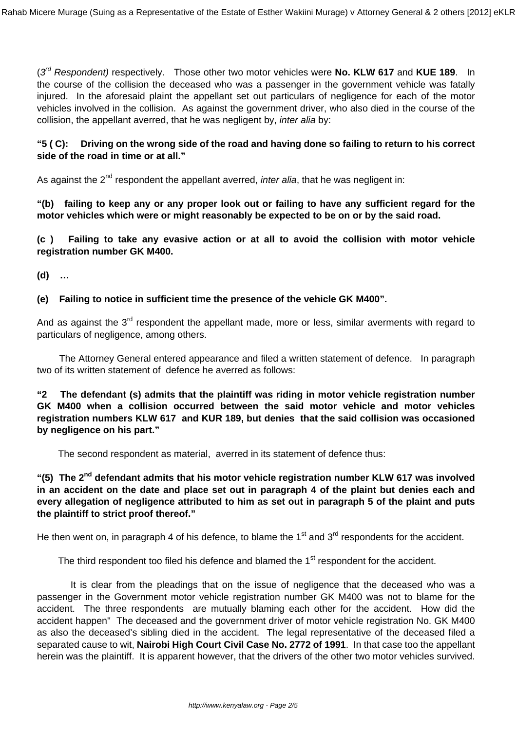(*3rd Respondent)* respectively. Those other two motor vehicles were **No. KLW 617** and **KUE 189**. In the course of the collision the deceased who was a passenger in the government vehicle was fatally injured. In the aforesaid plaint the appellant set out particulars of negligence for each of the motor vehicles involved in the collision. As against the government driver, who also died in the course of the collision, the appellant averred, that he was negligent by, *inter alia* by:

**"5 ( C): Driving on the wrong side of the road and having done so failing to return to his correct side of the road in time or at all."**

As against the 2nd respondent the appellant averred, *inter alia*, that he was negligent in:

**"(b) failing to keep any or any proper look out or failing to have any sufficient regard for the motor vehicles which were or might reasonably be expected to be on or by the said road.**

**(c ) Failing to take any evasive action or at all to avoid the collision with motor vehicle registration number GK M400.**

**(d) …**

**(e) Failing to notice in sufficient time the presence of the vehicle GK M400".**

And as against the 3rd respondent the appellant made, more or less, similar averments with regard to particulars of negligence, among others.

The Attorney General entered appearance and filed a written statement of defence. In paragraph two of its written statement of defence he averred as follows:

**"2 The defendant (s) admits that the plaintiff was riding in motor vehicle registration number GK M400 when a collision occurred between the said motor vehicle and motor vehicles registration numbers KLW 617 and KUR 189, but denies that the said collision was occasioned by negligence on his part."**

The second respondent as material, averred in its statement of defence thus:

**"(5) The 2nd defendant admits that his motor vehicle registration number KLW 617 was involved in an accident on the date and place set out in paragraph 4 of the plaint but denies each and every allegation of negligence attributed to him as set out in paragraph 5 of the plaint and puts the plaintiff to strict proof thereof."**

He then went on, in paragraph 4 of his defence, to blame the 1st and 3rd respondents for the accident.

The third respondent too filed his defence and blamed the 1st respondent for the accident.

It is clear from the pleadings that on the issue of negligence that the deceased who was a passenger in the Government motor vehicle registration number GK M400 was not to blame for the accident. The three respondents are mutually blaming each other for the accident. How did the accident happen" The deceased and the government driver of motor vehicle registration No. GK M400 as also the deceased's sibling died in the accident. The legal representative of the deceased filed a separated cause to wit, **Nairobi High Court Civil Case No. 2772 of 1991**. In that case too the appellant herein was the plaintiff. It is apparent however, that the drivers of the other two motor vehicles survived.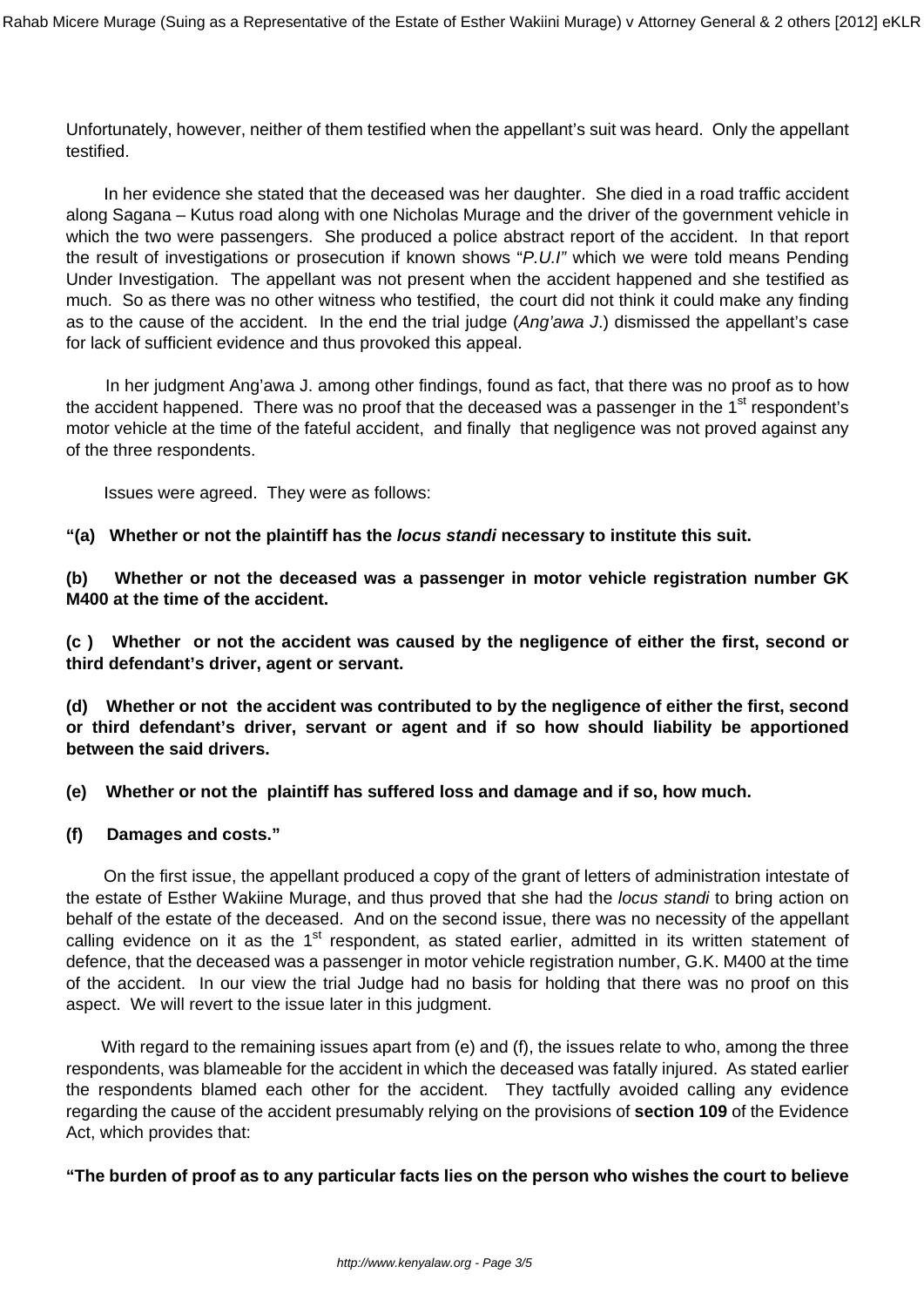Unfortunately, however, neither of them testified when the appellant's suit was heard. Only the appellant testified.

In her evidence she stated that the deceased was her daughter. She died in a road traffic accident along Sagana – Kutus road along with one Nicholas Murage and the driver of the government vehicle in which the two were passengers. She produced a police abstract report of the accident. In that report the result of investigations or prosecution if known shows "*P.U.I"* which we were told means Pending Under Investigation. The appellant was not present when the accident happened and she testified as much. So as there was no other witness who testified, the court did not think it could make any finding as to the cause of the accident. In the end the trial judge (*Ang'awa J*.) dismissed the appellant's case for lack of sufficient evidence and thus provoked this appeal.

In her judgment Ang'awa J. among other findings, found as fact, that there was no proof as to how the accident happened. There was no proof that the deceased was a passenger in the 1st respondent's motor vehicle at the time of the fateful accident, and finally that negligence was not proved against any of the three respondents.

Issues were agreed. They were as follows:

**"(a) Whether or not the plaintiff has the *locus standi* necessary to institute this suit.**

**(b) Whether or not the deceased was a passenger in motor vehicle registration number GK M400 at the time of the accident.**

**(c ) Whether or not the accident was caused by the negligence of either the first, second or third defendant's driver, agent or servant.**

**(d) Whether or not the accident was contributed to by the negligence of either the first, second or third defendant's driver, servant or agent and if so how should liability be apportioned between the said drivers.**

**(e) Whether or not the plaintiff has suffered loss and damage and if so, how much.**

**(f) Damages and costs."**

On the first issue, the appellant produced a copy of the grant of letters of administration intestate of the estate of Esther Wakiine Murage, and thus proved that she had the *locus standi* to bring action on behalf of the estate of the deceased. And on the second issue, there was no necessity of the appellant calling evidence on it as the 1st respondent, as stated earlier, admitted in its written statement of defence, that the deceased was a passenger in motor vehicle registration number, G.K. M400 at the time of the accident. In our view the trial Judge had no basis for holding that there was no proof on this aspect. We will revert to the issue later in this judgment.

With regard to the remaining issues apart from (e) and (f), the issues relate to who, among the three respondents, was blameable for the accident in which the deceased was fatally injured. As stated earlier the respondents blamed each other for the accident. They tactfully avoided calling any evidence regarding the cause of the accident presumably relying on the provisions of **section 109** of the Evidence Act, which provides that:

**"The burden of proof as to any particular facts lies on the person who wishes the court to believe**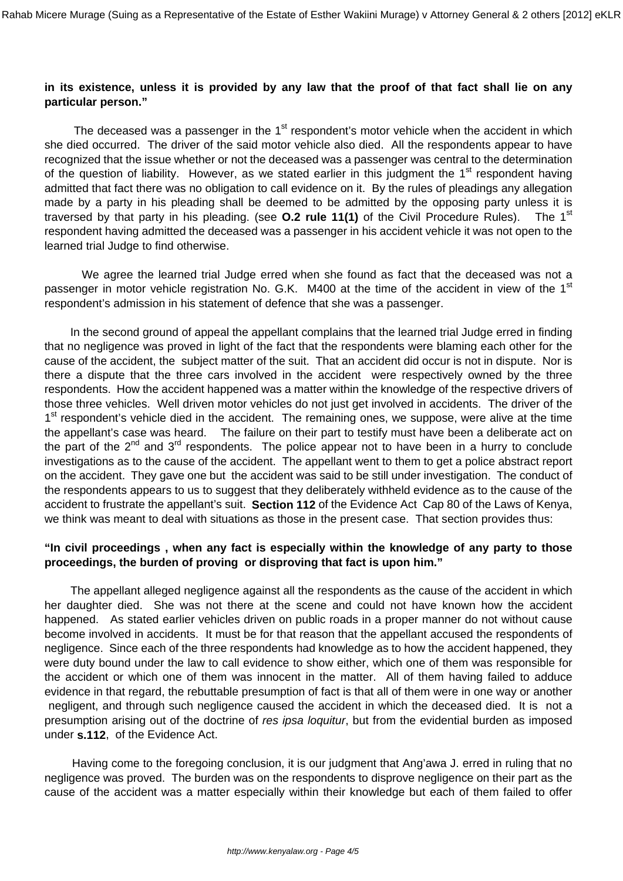**in its existence, unless it is provided by any law that the proof of that fact shall lie on any particular person."**

The deceased was a passenger in the 1st respondent's motor vehicle when the accident in which she died occurred. The driver of the said motor vehicle also died. All the respondents appear to have recognized that the issue whether or not the deceased was a passenger was central to the determination of the question of liability. However, as we stated earlier in this judgment the 1st respondent having admitted that fact there was no obligation to call evidence on it. By the rules of pleadings any allegation made by a party in his pleading shall be deemed to be admitted by the opposing party unless it is traversed by that party in his pleading. (see **O.2 rule 11(1)** of the Civil Procedure Rules). The 1st respondent having admitted the deceased was a passenger in his accident vehicle it was not open to the learned trial Judge to find otherwise.

We agree the learned trial Judge erred when she found as fact that the deceased was not a passenger in motor vehicle registration No. G.K. M400 at the time of the accident in view of the 1st respondent's admission in his statement of defence that she was a passenger.

In the second ground of appeal the appellant complains that the learned trial Judge erred in finding that no negligence was proved in light of the fact that the respondents were blaming each other for the cause of the accident, the subject matter of the suit. That an accident did occur is not in dispute. Nor is there a dispute that the three cars involved in the accident were respectively owned by the three respondents. How the accident happened was a matter within the knowledge of the respective drivers of those three vehicles. Well driven motor vehicles do not just get involved in accidents. The driver of the 1st respondent's vehicle died in the accident. The remaining ones, we suppose, were alive at the time the appellant's case was heard. The failure on their part to testify must have been a deliberate act on the part of the 2nd and 3rd respondents. The police appear not to have been in a hurry to conclude investigations as to the cause of the accident. The appellant went to them to get a police abstract report on the accident. They gave one but the accident was said to be still under investigation. The conduct of the respondents appears to us to suggest that they deliberately withheld evidence as to the cause of the accident to frustrate the appellant's suit. **Section 112** of the Evidence Act Cap 80 of the Laws of Kenya, we think was meant to deal with situations as those in the present case. That section provides thus:

**"In civil proceedings , when any fact is especially within the knowledge of any party to those proceedings, the burden of proving or disproving that fact is upon him."**

The appellant alleged negligence against all the respondents as the cause of the accident in which her daughter died. She was not there at the scene and could not have known how the accident happened. As stated earlier vehicles driven on public roads in a proper manner do not without cause become involved in accidents. It must be for that reason that the appellant accused the respondents of negligence. Since each of the three respondents had knowledge as to how the accident happened, they were duty bound under the law to call evidence to show either, which one of them was responsible for the accident or which one of them was innocent in the matter. All of them having failed to adduce evidence in that regard, the rebuttable presumption of fact is that all of them were in one way or another negligent, and through such negligence caused the accident in which the deceased died. It is not a presumption arising out of the doctrine of *res ipsa loquitur*, but from the evidential burden as imposed under **s.112**, of the Evidence Act.

Having come to the foregoing conclusion, it is our judgment that Ang'awa J. erred in ruling that no negligence was proved. The burden was on the respondents to disprove negligence on their part as the cause of the accident was a matter especially within their knowledge but each of them failed to offer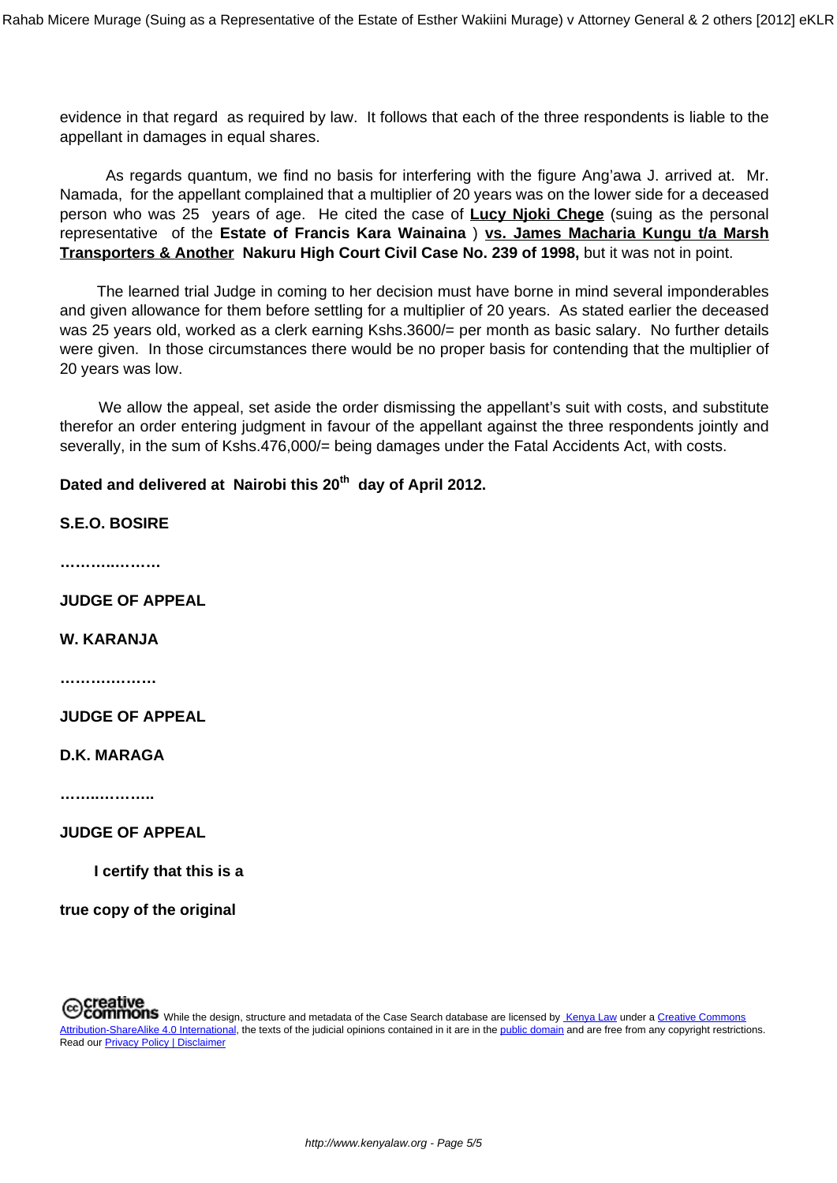evidence in that regard as required by law. It follows that each of the three respondents is liable to the appellant in damages in equal shares.

As regards quantum, we find no basis for interfering with the figure Ang'awa J. arrived at. Mr. Namada, for the appellant complained that a multiplier of 20 years was on the lower side for a deceased person who was 25 years of age. He cited the case of **Lucy Njoki Chege** (suing as the personal representative of the **Estate of Francis Kara Wainaina** ) **vs. James Macharia Kungu t/a Marsh Transporters & Another Nakuru High Court Civil Case No. 239 of 1998,** but it was not in point.

The learned trial Judge in coming to her decision must have borne in mind several imponderables and given allowance for them before settling for a multiplier of 20 years. As stated earlier the deceased was 25 years old, worked as a clerk earning Kshs.3600/= per month as basic salary. No further details were given. In those circumstances there would be no proper basis for contending that the multiplier of 20 years was low.

We allow the appeal, set aside the order dismissing the appellant's suit with costs, and substitute therefor an order entering judgment in favour of the appellant against the three respondents jointly and severally, in the sum of Kshs.476,000/= being damages under the Fatal Accidents Act, with costs.

**Dated and delivered at Nairobi this 20th day of April 2012.**

**S.E.O. BOSIRE**

**……………….**

**JUDGE OF APPEAL**

**W. KARANJA**

**……………….**

**JUDGE OF APPEAL**

**D.K. MARAGA**

**……………….**

**JUDGE OF APPEAL**

**I certify that this is a**

**true copy of the original**